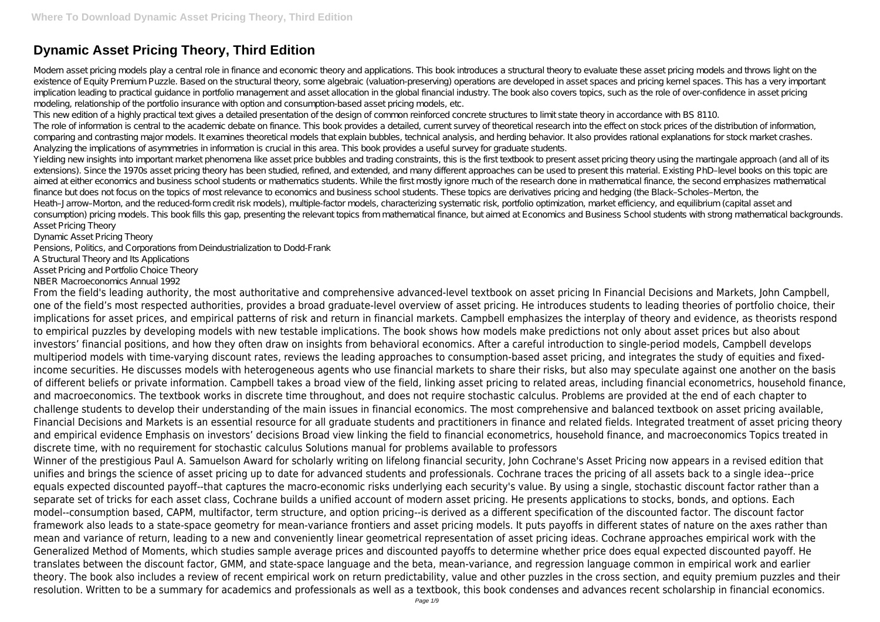# Dynamic Asset Pricing Theory, Third Edition

Modern asset pricing models play a central role in finance and economic theory and applications. This book introduces a structural theory to evaluate these asset pricing models and throws light on the existence of Equity Premium Puzzle. Based on the structural theory, some algebraic (valuation-preserving) operations are developed in asset spaces and pricing kernel spaces. This has a very important implication leading to practical guidance in portfolio management and asset allocation in the global financial industry. The book also covers topics, such as the role of over-confidence in asset pricing modeling, relationship of the portfolio insurance with option and consumption-based asset pricing models, etc.

This new edition of a highly practical text gives a detailed presentation of the design of common reinforced concrete structures to limit state theory in accordance with BS 8110.

The role of information is central to the academic debate on finance. This book provides a detailed, current survey of theoretical research into the effect on stock prices of the distribution of information, comparing and contrasting major models. It examines theoretical models that explain bubbles, technical analysis, and herding behavior. It also provides rational explanations for stock market crashes. Analyzing the implications of asymmetries in information is crucial in this area. This book provides a useful survey for graduate students.

Yielding new insights into important market phenomena like asset price bubbles and trading constraints, this is the first textbook to present asset pricing theory using the martingale approach (and all of its extensions). Since the 1970s asset pricing theory has been studied, refined, and extended, and many different approaches can be used to present this material. Existing PhD–level books on this topic are aimed at either economics and business school students or mathematics students. While the first mostly ignore much of the research done in mathematical finance, the second emphasizes mathematical finance but does not focus on the topics of most relevance to economics and business school students. These topics are derivatives pricing and hedging (the Black–Scholes–Merton, the Heath–Jarrow–Morton, and the reduced-form credit risk models), multiple-factor models, characterizing systematic risk, portfolio optimization, market efficiency, and equilibrium (capital asset and consumption) pricing models. This book fills this gap, presenting the relevant topics from mathematical finance, but aimed at Economics and Business School students with strong mathematical backgrounds.

Asset Pricing Theory

Dynamic Asset Pricing Theory

Pensions, Politics, and Corporations from Deindustrialization to Dodd-Frank

A Structural Theory and Its Applications

Asset Pricing and Portfolio Choice Theory

NBER Macroeconomics Annual 1992

From the field's leading authority, the most authoritative and comprehensive advanced-level textbook on asset pricing In Financial Decisions and Markets, John Campbell, one of the field's most respected authorities, provides a broad graduate-level overview of asset pricing. He introduces students to leading theories of portfolio choice, their implications for asset prices, and empirical patterns of risk and return in financial markets. Campbell emphasizes the interplay of theory and evidence, as theorists respond to empirical puzzles by developing models with new testable implications. The book shows how models make predictions not only about asset prices but also about investors' financial positions, and how they often draw on insights from behavioral economics. After a careful introduction to single-period models, Campbell develops multiperiod models with time-varying discount rates, reviews the leading approaches to consumption-based asset pricing, and integrates the study of equities and fixed-income securities. He discusses models with heterogeneous agents who use financial markets to share their risks, but also may speculate against one another on the basis of different beliefs or private information. Campbell takes a broad view of the field, linking asset pricing to related areas, including financial econometrics, household finance, and macroeconomics. The textbook works in discrete time throughout, and does not require stochastic calculus. Problems are provided at the end of each chapter to challenge students to develop their understanding of the main issues in financial economics. The most comprehensive and balanced textbook on asset pricing available, Financial Decisions and Markets is an essential resource for all graduate students and practitioners in finance and related fields. Integrated treatment of asset pricing theory and empirical evidence Emphasis on investors' decisions Broad view linking the field to financial econometrics, household finance, and macroeconomics Topics treated in discrete time, with no requirement for stochastic calculus Solutions manual for problems available to professors

Winner of the prestigious Paul A. Samuelson Award for scholarly writing on lifelong financial security, John Cochrane's Asset Pricing now appears in a revised edition that unifies and brings the science of asset pricing up to date for advanced students and professionals. Cochrane traces the pricing of all assets back to a single idea--price equals expected discounted payoff--that captures the macro-economic risks underlying each security's value. By using a single, stochastic discount factor rather than a separate set of tricks for each asset class, Cochrane builds a unified account of modern asset pricing. He presents applications to stocks, bonds, and options. Each model--consumption based, CAPM, multifactor, term structure, and option pricing--is derived as a different specification of the discounted factor. The discount factor framework also leads to a state-space geometry for mean-variance frontiers and asset pricing models. It puts payoffs in different states of nature on the axes rather than mean and variance of return, leading to a new and conveniently linear geometrical representation of asset pricing ideas. Cochrane approaches empirical work with the Generalized Method of Moments, which studies sample average prices and discounted payoffs to determine whether price does equal expected discounted payoff. He translates between the discount factor, GMM, and state-space language and the beta, mean-variance, and regression language common in empirical work and earlier theory. The book also includes a review of recent empirical work on return predictability, value and other puzzles in the cross section, and equity premium puzzles and their resolution. Written to be a summary for academics and professionals as well as a textbook, this book condenses and advances recent scholarship in financial economics.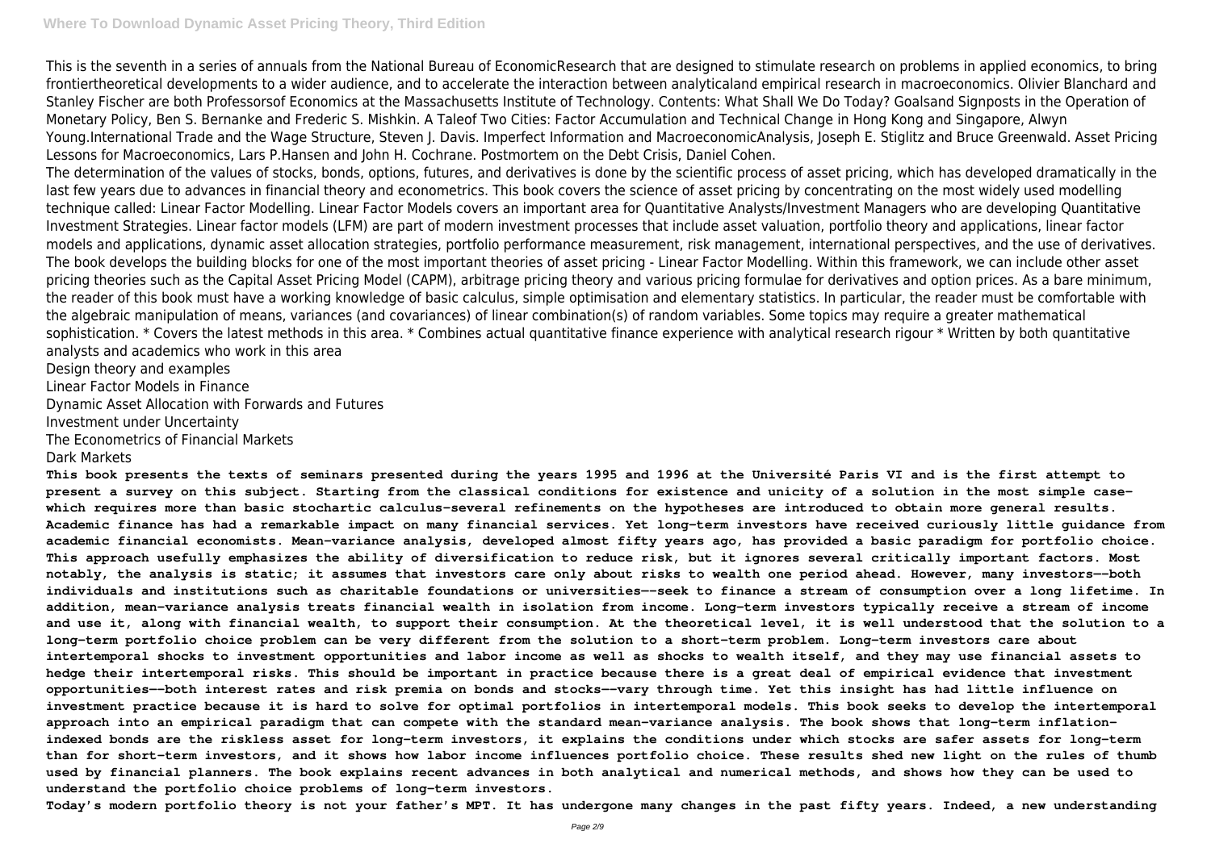This is the seventh in a series of annuals from the National Bureau of EconomicResearch that are designed to stimulate research on problems in applied economics, to bring frontiertheoretical developments to a wider audience, and to accelerate the interaction between analyticaland empirical research in macroeconomics. Olivier Blanchard and Stanley Fischer are both Professorsof Economics at the Massachusetts Institute of Technology. Contents: What Shall We Do Today? Goalsand Signposts in the Operation of Monetary Policy, Ben S. Bernanke and Frederic S. Mishkin. A Taleof Two Cities: Factor Accumulation and Technical Change in Hong Kong and Singapore, Alwyn Young.International Trade and the Wage Structure, Steven J. Davis. Imperfect Information and MacroeconomicAnalysis, Joseph E. Stiglitz and Bruce Greenwald. Asset Pricing Lessons for Macroeconomics, Lars P.Hansen and John H. Cochrane. Postmortem on the Debt Crisis, Daniel Cohen.

The determination of the values of stocks, bonds, options, futures, and derivatives is done by the scientific process of asset pricing, which has developed dramatically in the last few years due to advances in financial theory and econometrics. This book covers the science of asset pricing by concentrating on the most widely used modelling technique called: Linear Factor Modelling. Linear Factor Models covers an important area for Quantitative Analysts/Investment Managers who are developing Quantitative Investment Strategies. Linear factor models (LFM) are part of modern investment processes that include asset valuation, portfolio theory and applications, linear factor models and applications, dynamic asset allocation strategies, portfolio performance measurement, risk management, international perspectives, and the use of derivatives. The book develops the building blocks for one of the most important theories of asset pricing - Linear Factor Modelling. Within this framework, we can include other asset pricing theories such as the Capital Asset Pricing Model (CAPM), arbitrage pricing theory and various pricing formulae for derivatives and option prices. As a bare minimum, the reader of this book must have a working knowledge of basic calculus, simple optimisation and elementary statistics. In particular, the reader must be comfortable with the algebraic manipulation of means, variances (and covariances) of linear combination(s) of random variables. Some topics may require a greater mathematical sophistication. * Covers the latest methods in this area. * Combines actual quantitative finance experience with analytical research rigour * Written by both quantitative analysts and academics who work in this area

Design theory and examples
Linear Factor Models in Finance
Dynamic Asset Allocation with Forwards and Futures
Investment under Uncertainty
The Econometrics of Financial Markets
Dark Markets

**This book presents the texts of seminars presented during the years 1995 and 1996 at the Université Paris VI and is the first attempt to present a survey on this subject. Starting from the classical conditions for existence and unicity of a solution in the most simple case-which requires more than basic stochartic calculus-several refinements on the hypotheses are introduced to obtain more general results. Academic finance has had a remarkable impact on many financial services. Yet long-term investors have received curiously little guidance from academic financial economists. Mean-variance analysis, developed almost fifty years ago, has provided a basic paradigm for portfolio choice. This approach usefully emphasizes the ability of diversification to reduce risk, but it ignores several critically important factors. Most notably, the analysis is static; it assumes that investors care only about risks to wealth one period ahead. However, many investors--both individuals and institutions such as charitable foundations or universities--seek to finance a stream of consumption over a long lifetime. In addition, mean-variance analysis treats financial wealth in isolation from income. Long-term investors typically receive a stream of income and use it, along with financial wealth, to support their consumption. At the theoretical level, it is well understood that the solution to a long-term portfolio choice problem can be very different from the solution to a short-term problem. Long-term investors care about intertemporal shocks to investment opportunities and labor income as well as shocks to wealth itself, and they may use financial assets to hedge their intertemporal risks. This should be important in practice because there is a great deal of empirical evidence that investment opportunities--both interest rates and risk premia on bonds and stocks--vary through time. Yet this insight has had little influence on investment practice because it is hard to solve for optimal portfolios in intertemporal models. This book seeks to develop the intertemporal approach into an empirical paradigm that can compete with the standard mean-variance analysis. The book shows that long-term inflation-indexed bonds are the riskless asset for long-term investors, it explains the conditions under which stocks are safer assets for long-term than for short-term investors, and it shows how labor income influences portfolio choice. These results shed new light on the rules of thumb used by financial planners. The book explains recent advances in both analytical and numerical methods, and shows how they can be used to understand the portfolio choice problems of long-term investors.**

**Today's modern portfolio theory is not your father's MPT. It has undergone many changes in the past fifty years. Indeed, a new understanding**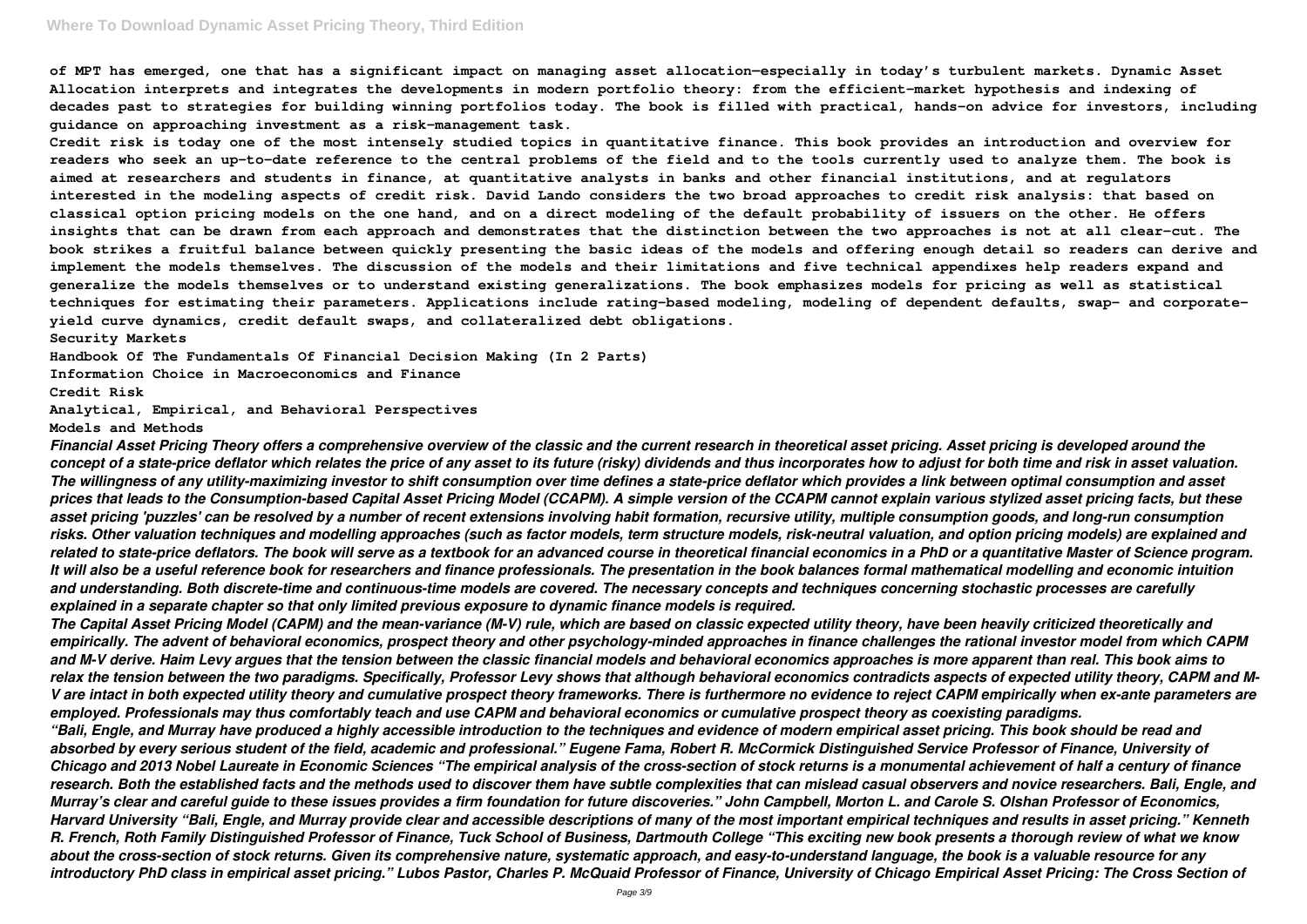**of MPT has emerged, one that has a significant impact on managing asset allocation—especially in today's turbulent markets. Dynamic Asset Allocation interprets and integrates the developments in modern portfolio theory: from the efficient-market hypothesis and indexing of decades past to strategies for building winning portfolios today. The book is filled with practical, hands-on advice for investors, including guidance on approaching investment as a risk-management task.**

**Credit risk is today one of the most intensely studied topics in quantitative finance. This book provides an introduction and overview for readers who seek an up-to-date reference to the central problems of the field and to the tools currently used to analyze them. The book is aimed at researchers and students in finance, at quantitative analysts in banks and other financial institutions, and at regulators interested in the modeling aspects of credit risk. David Lando considers the two broad approaches to credit risk analysis: that based on classical option pricing models on the one hand, and on a direct modeling of the default probability of issuers on the other. He offers insights that can be drawn from each approach and demonstrates that the distinction between the two approaches is not at all clear-cut. The book strikes a fruitful balance between quickly presenting the basic ideas of the models and offering enough detail so readers can derive and implement the models themselves. The discussion of the models and their limitations and five technical appendixes help readers expand and generalize the models themselves or to understand existing generalizations. The book emphasizes models for pricing as well as statistical techniques for estimating their parameters. Applications include rating-based modeling, modeling of dependent defaults, swap- and corporate-yield curve dynamics, credit default swaps, and collateralized debt obligations.**

**Security Markets**

**Handbook Of The Fundamentals Of Financial Decision Making (In 2 Parts)**

**Information Choice in Macroeconomics and Finance**

**Credit Risk**

**Analytical, Empirical, and Behavioral Perspectives**

**Models and Methods**

***Financial Asset Pricing Theory offers a comprehensive overview of the classic and the current research in theoretical asset pricing. Asset pricing is developed around the concept of a state-price deflator which relates the price of any asset to its future (risky) dividends and thus incorporates how to adjust for both time and risk in asset valuation. The willingness of any utility-maximizing investor to shift consumption over time defines a state-price deflator which provides a link between optimal consumption and asset prices that leads to the Consumption-based Capital Asset Pricing Model (CCAPM). A simple version of the CCAPM cannot explain various stylized asset pricing facts, but these asset pricing 'puzzles' can be resolved by a number of recent extensions involving habit formation, recursive utility, multiple consumption goods, and long-run consumption risks. Other valuation techniques and modelling approaches (such as factor models, term structure models, risk-neutral valuation, and option pricing models) are explained and related to state-price deflators. The book will serve as a textbook for an advanced course in theoretical financial economics in a PhD or a quantitative Master of Science program. It will also be a useful reference book for researchers and finance professionals. The presentation in the book balances formal mathematical modelling and economic intuition and understanding. Both discrete-time and continuous-time models are covered. The necessary concepts and techniques concerning stochastic processes are carefully explained in a separate chapter so that only limited previous exposure to dynamic finance models is required.***

***The Capital Asset Pricing Model (CAPM) and the mean-variance (M-V) rule, which are based on classic expected utility theory, have been heavily criticized theoretically and empirically. The advent of behavioral economics, prospect theory and other psychology-minded approaches in finance challenges the rational investor model from which CAPM and M-V derive. Haim Levy argues that the tension between the classic financial models and behavioral economics approaches is more apparent than real. This book aims to relax the tension between the two paradigms. Specifically, Professor Levy shows that although behavioral economics contradicts aspects of expected utility theory, CAPM and M-V are intact in both expected utility theory and cumulative prospect theory frameworks. There is furthermore no evidence to reject CAPM empirically when ex-ante parameters are employed. Professionals may thus comfortably teach and use CAPM and behavioral economics or cumulative prospect theory as coexisting paradigms.***

***"Bali, Engle, and Murray have produced a highly accessible introduction to the techniques and evidence of modern empirical asset pricing. This book should be read and absorbed by every serious student of the field, academic and professional." Eugene Fama, Robert R. McCormick Distinguished Service Professor of Finance, University of Chicago and 2013 Nobel Laureate in Economic Sciences "The empirical analysis of the cross-section of stock returns is a monumental achievement of half a century of finance research. Both the established facts and the methods used to discover them have subtle complexities that can mislead casual observers and novice researchers. Bali, Engle, and Murray's clear and careful guide to these issues provides a firm foundation for future discoveries." John Campbell, Morton L. and Carole S. Olshan Professor of Economics, Harvard University "Bali, Engle, and Murray provide clear and accessible descriptions of many of the most important empirical techniques and results in asset pricing." Kenneth R. French, Roth Family Distinguished Professor of Finance, Tuck School of Business, Dartmouth College "This exciting new book presents a thorough review of what we know about the cross-section of stock returns. Given its comprehensive nature, systematic approach, and easy-to-understand language, the book is a valuable resource for any introductory PhD class in empirical asset pricing." Lubos Pastor, Charles P. McQuaid Professor of Finance, University of Chicago Empirical Asset Pricing: The Cross Section of***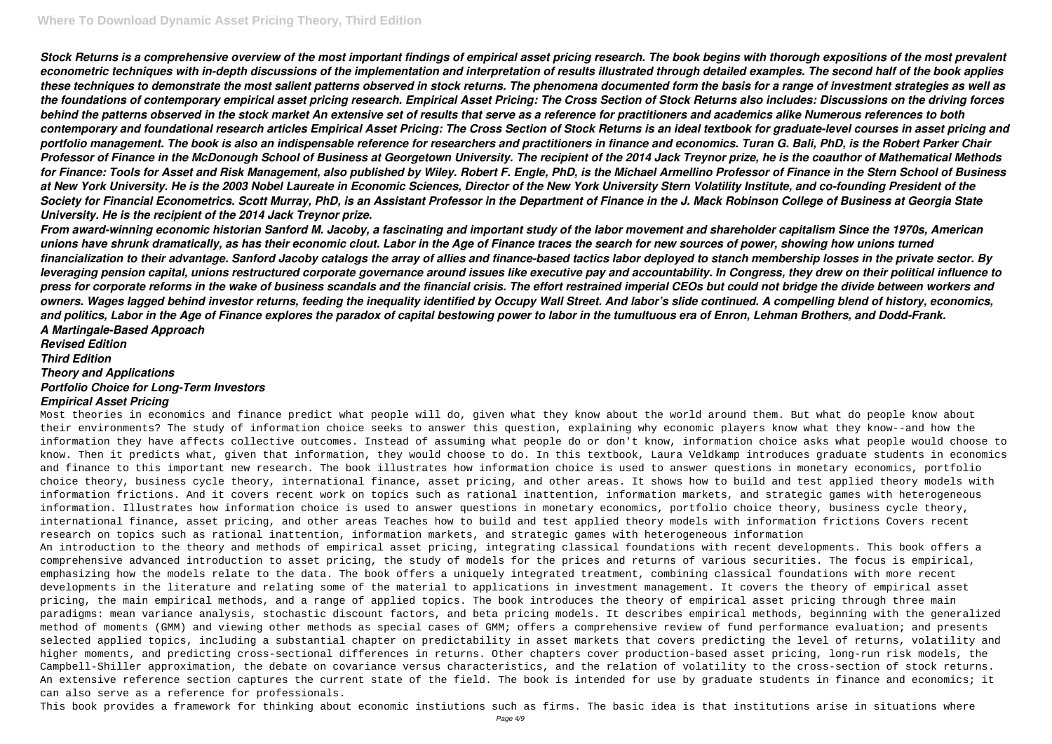*Stock Returns is a comprehensive overview of the most important findings of empirical asset pricing research. The book begins with thorough expositions of the most prevalent econometric techniques with in-depth discussions of the implementation and interpretation of results illustrated through detailed examples. The second half of the book applies these techniques to demonstrate the most salient patterns observed in stock returns. The phenomena documented form the basis for a range of investment strategies as well as the foundations of contemporary empirical asset pricing research. Empirical Asset Pricing: The Cross Section of Stock Returns also includes: Discussions on the driving forces behind the patterns observed in the stock market An extensive set of results that serve as a reference for practitioners and academics alike Numerous references to both contemporary and foundational research articles Empirical Asset Pricing: The Cross Section of Stock Returns is an ideal textbook for graduate-level courses in asset pricing and portfolio management. The book is also an indispensable reference for researchers and practitioners in finance and economics. Turan G. Bali, PhD, is the Robert Parker Chair Professor of Finance in the McDonough School of Business at Georgetown University. The recipient of the 2014 Jack Treynor prize, he is the coauthor of Mathematical Methods for Finance: Tools for Asset and Risk Management, also published by Wiley. Robert F. Engle, PhD, is the Michael Armellino Professor of Finance in the Stern School of Business at New York University. He is the 2003 Nobel Laureate in Economic Sciences, Director of the New York University Stern Volatility Institute, and co-founding President of the Society for Financial Econometrics. Scott Murray, PhD, is an Assistant Professor in the Department of Finance in the J. Mack Robinson College of Business at Georgia State University. He is the recipient of the 2014 Jack Treynor prize.*

*From award-winning economic historian Sanford M. Jacoby, a fascinating and important study of the labor movement and shareholder capitalism Since the 1970s, American unions have shrunk dramatically, as has their economic clout. Labor in the Age of Finance traces the search for new sources of power, showing how unions turned financialization to their advantage. Sanford Jacoby catalogs the array of allies and finance-based tactics labor deployed to stanch membership losses in the private sector. By leveraging pension capital, unions restructured corporate governance around issues like executive pay and accountability. In Congress, they drew on their political influence to press for corporate reforms in the wake of business scandals and the financial crisis. The effort restrained imperial CEOs but could not bridge the divide between workers and owners. Wages lagged behind investor returns, feeding the inequality identified by Occupy Wall Street. And labor's slide continued. A compelling blend of history, economics, and politics, Labor in the Age of Finance explores the paradox of capital bestowing power to labor in the tumultuous era of Enron, Lehman Brothers, and Dodd-Frank.*

***A Martingale-Based Approach***

***Revised Edition***

***Third Edition***

***Theory and Applications***

***Portfolio Choice for Long-Term Investors***

***Empirical Asset Pricing***

Most theories in economics and finance predict what people will do, given what they know about the world around them. But what do people know about their environments? The study of information choice seeks to answer this question, explaining why economic players know what they know--and how the information they have affects collective outcomes. Instead of assuming what people do or don't know, information choice asks what people would choose to know. Then it predicts what, given that information, they would choose to do. In this textbook, Laura Veldkamp introduces graduate students in economics and finance to this important new research. The book illustrates how information choice is used to answer questions in monetary economics, portfolio choice theory, business cycle theory, international finance, asset pricing, and other areas. It shows how to build and test applied theory models with information frictions. And it covers recent work on topics such as rational inattention, information markets, and strategic games with heterogeneous information. Illustrates how information choice is used to answer questions in monetary economics, portfolio choice theory, business cycle theory, international finance, asset pricing, and other areas Teaches how to build and test applied theory models with information frictions Covers recent research on topics such as rational inattention, information markets, and strategic games with heterogeneous information

An introduction to the theory and methods of empirical asset pricing, integrating classical foundations with recent developments. This book offers a comprehensive advanced introduction to asset pricing, the study of models for the prices and returns of various securities. The focus is empirical, emphasizing how the models relate to the data. The book offers a uniquely integrated treatment, combining classical foundations with more recent developments in the literature and relating some of the material to applications in investment management. It covers the theory of empirical asset pricing, the main empirical methods, and a range of applied topics. The book introduces the theory of empirical asset pricing through three main paradigms: mean variance analysis, stochastic discount factors, and beta pricing models. It describes empirical methods, beginning with the generalized method of moments (GMM) and viewing other methods as special cases of GMM; offers a comprehensive review of fund performance evaluation; and presents selected applied topics, including a substantial chapter on predictability in asset markets that covers predicting the level of returns, volatility and higher moments, and predicting cross-sectional differences in returns. Other chapters cover production-based asset pricing, long-run risk models, the Campbell-Shiller approximation, the debate on covariance versus characteristics, and the relation of volatility to the cross-section of stock returns. An extensive reference section captures the current state of the field. The book is intended for use by graduate students in finance and economics; it can also serve as a reference for professionals.

This book provides a framework for thinking about economic instiutions such as firms. The basic idea is that institutions arise in situations where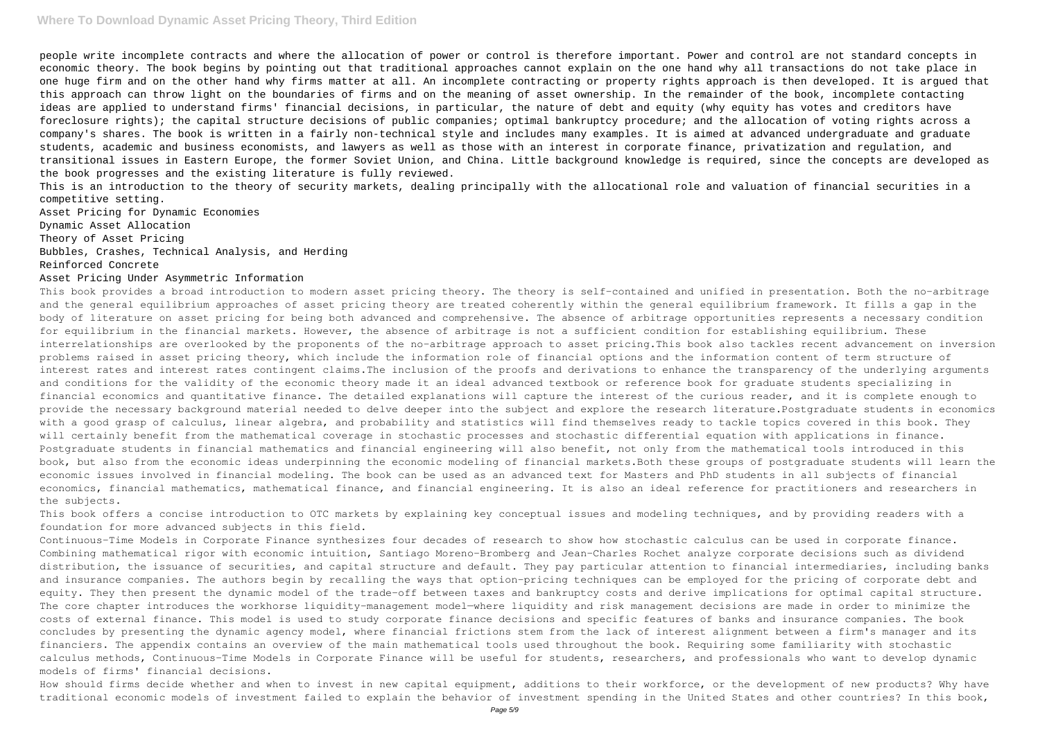people write incomplete contracts and where the allocation of power or control is therefore important. Power and control are not standard concepts in economic theory. The book begins by pointing out that traditional approaches cannot explain on the one hand why all transactions do not take place in one huge firm and on the other hand why firms matter at all. An incomplete contracting or property rights approach is then developed. It is argued that this approach can throw light on the boundaries of firms and on the meaning of asset ownership. In the remainder of the book, incomplete contacting ideas are applied to understand firms' financial decisions, in particular, the nature of debt and equity (why equity has votes and creditors have foreclosure rights); the capital structure decisions of public companies; optimal bankruptcy procedure; and the allocation of voting rights across a company's shares. The book is written in a fairly non-technical style and includes many examples. It is aimed at advanced undergraduate and graduate students, academic and business economists, and lawyers as well as those with an interest in corporate finance, privatization and regulation, and transitional issues in Eastern Europe, the former Soviet Union, and China. Little background knowledge is required, since the concepts are developed as the book progresses and the existing literature is fully reviewed.

This is an introduction to the theory of security markets, dealing principally with the allocational role and valuation of financial securities in a competitive setting.

Asset Pricing for Dynamic Economies

Dynamic Asset Allocation

Theory of Asset Pricing

Bubbles, Crashes, Technical Analysis, and Herding

Reinforced Concrete

Asset Pricing Under Asymmetric Information

This book provides a broad introduction to modern asset pricing theory. The theory is self-contained and unified in presentation. Both the no-arbitrage and the general equilibrium approaches of asset pricing theory are treated coherently within the general equilibrium framework. It fills a gap in the body of literature on asset pricing for being both advanced and comprehensive. The absence of arbitrage opportunities represents a necessary condition for equilibrium in the financial markets. However, the absence of arbitrage is not a sufficient condition for establishing equilibrium. These interrelationships are overlooked by the proponents of the no-arbitrage approach to asset pricing.This book also tackles recent advancement on inversion problems raised in asset pricing theory, which include the information role of financial options and the information content of term structure of interest rates and interest rates contingent claims.The inclusion of the proofs and derivations to enhance the transparency of the underlying arguments and conditions for the validity of the economic theory made it an ideal advanced textbook or reference book for graduate students specializing in financial economics and quantitative finance. The detailed explanations will capture the interest of the curious reader, and it is complete enough to provide the necessary background material needed to delve deeper into the subject and explore the research literature.Postgraduate students in economics with a good grasp of calculus, linear algebra, and probability and statistics will find themselves ready to tackle topics covered in this book. They will certainly benefit from the mathematical coverage in stochastic processes and stochastic differential equation with applications in finance. Postgraduate students in financial mathematics and financial engineering will also benefit, not only from the mathematical tools introduced in this book, but also from the economic ideas underpinning the economic modeling of financial markets.Both these groups of postgraduate students will learn the economic issues involved in financial modeling. The book can be used as an advanced text for Masters and PhD students in all subjects of financial economics, financial mathematics, mathematical finance, and financial engineering. It is also an ideal reference for practitioners and researchers in the subjects.

This book offers a concise introduction to OTC markets by explaining key conceptual issues and modeling techniques, and by providing readers with a foundation for more advanced subjects in this field.

Continuous-Time Models in Corporate Finance synthesizes four decades of research to show how stochastic calculus can be used in corporate finance. Combining mathematical rigor with economic intuition, Santiago Moreno-Bromberg and Jean-Charles Rochet analyze corporate decisions such as dividend distribution, the issuance of securities, and capital structure and default. They pay particular attention to financial intermediaries, including banks and insurance companies. The authors begin by recalling the ways that option-pricing techniques can be employed for the pricing of corporate debt and equity. They then present the dynamic model of the trade-off between taxes and bankruptcy costs and derive implications for optimal capital structure. The core chapter introduces the workhorse liquidity-management model—where liquidity and risk management decisions are made in order to minimize the costs of external finance. This model is used to study corporate finance decisions and specific features of banks and insurance companies. The book concludes by presenting the dynamic agency model, where financial frictions stem from the lack of interest alignment between a firm's manager and its financiers. The appendix contains an overview of the main mathematical tools used throughout the book. Requiring some familiarity with stochastic calculus methods, Continuous-Time Models in Corporate Finance will be useful for students, researchers, and professionals who want to develop dynamic models of firms' financial decisions.

How should firms decide whether and when to invest in new capital equipment, additions to their workforce, or the development of new products? Why have traditional economic models of investment failed to explain the behavior of investment spending in the United States and other countries? In this book,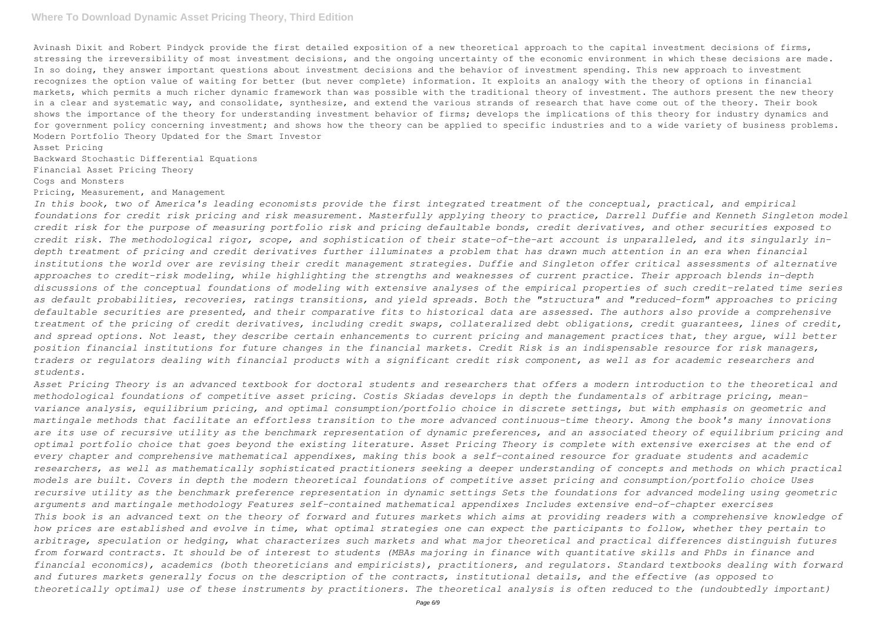Avinash Dixit and Robert Pindyck provide the first detailed exposition of a new theoretical approach to the capital investment decisions of firms, stressing the irreversibility of most investment decisions, and the ongoing uncertainty of the economic environment in which these decisions are made. In so doing, they answer important questions about investment decisions and the behavior of investment spending. This new approach to investment recognizes the option value of waiting for better (but never complete) information. It exploits an analogy with the theory of options in financial markets, which permits a much richer dynamic framework than was possible with the traditional theory of investment. The authors present the new theory in a clear and systematic way, and consolidate, synthesize, and extend the various strands of research that have come out of the theory. Their book shows the importance of the theory for understanding investment behavior of firms; develops the implications of this theory for industry dynamics and for government policy concerning investment; and shows how the theory can be applied to specific industries and to a wide variety of business problems.

Modern Portfolio Theory Updated for the Smart Investor

Asset Pricing

Backward Stochastic Differential Equations

Financial Asset Pricing Theory

Cogs and Monsters

Pricing, Measurement, and Management

*In this book, two of America's leading economists provide the first integrated treatment of the conceptual, practical, and empirical foundations for credit risk pricing and risk measurement. Masterfully applying theory to practice, Darrell Duffie and Kenneth Singleton model credit risk for the purpose of measuring portfolio risk and pricing defaultable bonds, credit derivatives, and other securities exposed to credit risk. The methodological rigor, scope, and sophistication of their state-of-the-art account is unparalleled, and its singularly in-depth treatment of pricing and credit derivatives further illuminates a problem that has drawn much attention in an era when financial institutions the world over are revising their credit management strategies. Duffie and Singleton offer critical assessments of alternative approaches to credit-risk modeling, while highlighting the strengths and weaknesses of current practice. Their approach blends in-depth discussions of the conceptual foundations of modeling with extensive analyses of the empirical properties of such credit-related time series as default probabilities, recoveries, ratings transitions, and yield spreads. Both the "structura" and "reduced-form" approaches to pricing defaultable securities are presented, and their comparative fits to historical data are assessed. The authors also provide a comprehensive treatment of the pricing of credit derivatives, including credit swaps, collateralized debt obligations, credit guarantees, lines of credit, and spread options. Not least, they describe certain enhancements to current pricing and management practices that, they argue, will better position financial institutions for future changes in the financial markets. Credit Risk is an indispensable resource for risk managers, traders or regulators dealing with financial products with a significant credit risk component, as well as for academic researchers and students.*

*Asset Pricing Theory is an advanced textbook for doctoral students and researchers that offers a modern introduction to the theoretical and methodological foundations of competitive asset pricing. Costis Skiadas develops in depth the fundamentals of arbitrage pricing, mean-variance analysis, equilibrium pricing, and optimal consumption/portfolio choice in discrete settings, but with emphasis on geometric and martingale methods that facilitate an effortless transition to the more advanced continuous-time theory. Among the book's many innovations are its use of recursive utility as the benchmark representation of dynamic preferences, and an associated theory of equilibrium pricing and optimal portfolio choice that goes beyond the existing literature. Asset Pricing Theory is complete with extensive exercises at the end of every chapter and comprehensive mathematical appendixes, making this book a self-contained resource for graduate students and academic researchers, as well as mathematically sophisticated practitioners seeking a deeper understanding of concepts and methods on which practical models are built. Covers in depth the modern theoretical foundations of competitive asset pricing and consumption/portfolio choice Uses recursive utility as the benchmark preference representation in dynamic settings Sets the foundations for advanced modeling using geometric arguments and martingale methodology Features self-contained mathematical appendixes Includes extensive end-of-chapter exercises*

*This book is an advanced text on the theory of forward and futures markets which aims at providing readers with a comprehensive knowledge of how prices are established and evolve in time, what optimal strategies one can expect the participants to follow, whether they pertain to arbitrage, speculation or hedging, what characterizes such markets and what major theoretical and practical differences distinguish futures from forward contracts. It should be of interest to students (MBAs majoring in finance with quantitative skills and PhDs in finance and financial economics), academics (both theoreticians and empiricists), practitioners, and regulators. Standard textbooks dealing with forward and futures markets generally focus on the description of the contracts, institutional details, and the effective (as opposed to theoretically optimal) use of these instruments by practitioners. The theoretical analysis is often reduced to the (undoubtedly important)*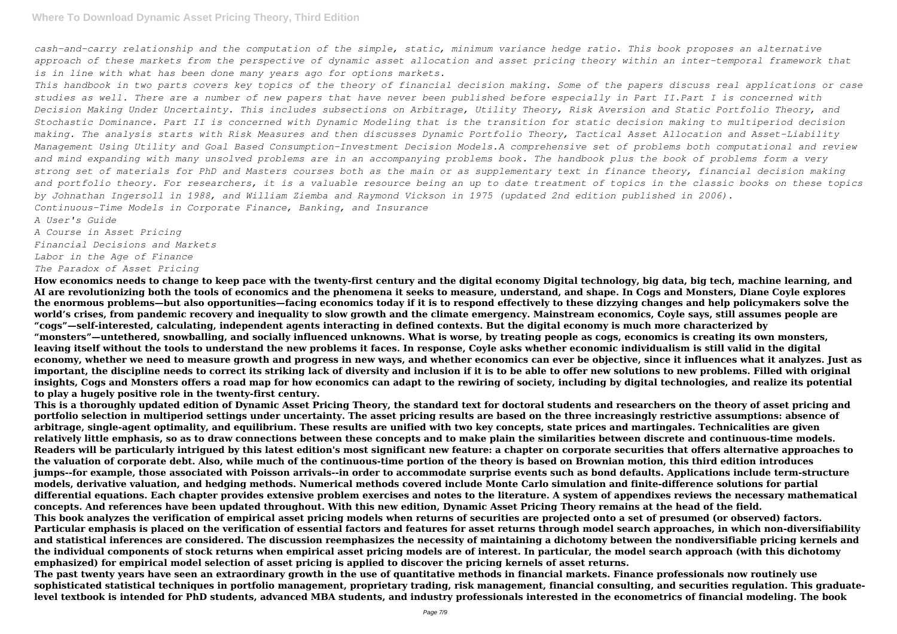*cash-and-carry relationship and the computation of the simple, static, minimum variance hedge ratio. This book proposes an alternative approach of these markets from the perspective of dynamic asset allocation and asset pricing theory within an inter-temporal framework that is in line with what has been done many years ago for options markets.*

*This handbook in two parts covers key topics of the theory of financial decision making. Some of the papers discuss real applications or case studies as well. There are a number of new papers that have never been published before especially in Part II.Part I is concerned with Decision Making Under Uncertainty. This includes subsections on Arbitrage, Utility Theory, Risk Aversion and Static Portfolio Theory, and Stochastic Dominance. Part II is concerned with Dynamic Modeling that is the transition for static decision making to multiperiod decision making. The analysis starts with Risk Measures and then discusses Dynamic Portfolio Theory, Tactical Asset Allocation and Asset-Liability Management Using Utility and Goal Based Consumption-Investment Decision Models.A comprehensive set of problems both computational and review and mind expanding with many unsolved problems are in an accompanying problems book. The handbook plus the book of problems form a very strong set of materials for PhD and Masters courses both as the main or as supplementary text in finance theory, financial decision making and portfolio theory. For researchers, it is a valuable resource being an up to date treatment of topics in the classic books on these topics by Johnathan Ingersoll in 1988, and William Ziemba and Raymond Vickson in 1975 (updated 2nd edition published in 2006).*

*Continuous-Time Models in Corporate Finance, Banking, and Insurance*

*A User's Guide*

*A Course in Asset Pricing*

*Financial Decisions and Markets*

*Labor in the Age of Finance*

*The Paradox of Asset Pricing*

**How economics needs to change to keep pace with the twenty-first century and the digital economy Digital technology, big data, big tech, machine learning, and AI are revolutionizing both the tools of economics and the phenomena it seeks to measure, understand, and shape. In Cogs and Monsters, Diane Coyle explores the enormous problems—but also opportunities—facing economics today if it is to respond effectively to these dizzying changes and help policymakers solve the world's crises, from pandemic recovery and inequality to slow growth and the climate emergency. Mainstream economics, Coyle says, still assumes people are "cogs"—self-interested, calculating, independent agents interacting in defined contexts. But the digital economy is much more characterized by "monsters"—untethered, snowballing, and socially influenced unknowns. What is worse, by treating people as cogs, economics is creating its own monsters, leaving itself without the tools to understand the new problems it faces. In response, Coyle asks whether economic individualism is still valid in the digital economy, whether we need to measure growth and progress in new ways, and whether economics can ever be objective, since it influences what it analyzes. Just as important, the discipline needs to correct its striking lack of diversity and inclusion if it is to be able to offer new solutions to new problems. Filled with original insights, Cogs and Monsters offers a road map for how economics can adapt to the rewiring of society, including by digital technologies, and realize its potential to play a hugely positive role in the twenty-first century.**

**This is a thoroughly updated edition of Dynamic Asset Pricing Theory, the standard text for doctoral students and researchers on the theory of asset pricing and portfolio selection in multiperiod settings under uncertainty. The asset pricing results are based on the three increasingly restrictive assumptions: absence of arbitrage, single-agent optimality, and equilibrium. These results are unified with two key concepts, state prices and martingales. Technicalities are given relatively little emphasis, so as to draw connections between these concepts and to make plain the similarities between discrete and continuous-time models. Readers will be particularly intrigued by this latest edition's most significant new feature: a chapter on corporate securities that offers alternative approaches to the valuation of corporate debt. Also, while much of the continuous-time portion of the theory is based on Brownian motion, this third edition introduces jumps--for example, those associated with Poisson arrivals--in order to accommodate surprise events such as bond defaults. Applications include term-structure models, derivative valuation, and hedging methods. Numerical methods covered include Monte Carlo simulation and finite-difference solutions for partial differential equations. Each chapter provides extensive problem exercises and notes to the literature. A system of appendixes reviews the necessary mathematical concepts. And references have been updated throughout. With this new edition, Dynamic Asset Pricing Theory remains at the head of the field.**

**This book analyzes the verification of empirical asset pricing models when returns of securities are projected onto a set of presumed (or observed) factors. Particular emphasis is placed on the verification of essential factors and features for asset returns through model search approaches, in which non-diversifiability and statistical inferences are considered. The discussion reemphasizes the necessity of maintaining a dichotomy between the nondiversifiable pricing kernels and the individual components of stock returns when empirical asset pricing models are of interest. In particular, the model search approach (with this dichotomy emphasized) for empirical model selection of asset pricing is applied to discover the pricing kernels of asset returns.**

**The past twenty years have seen an extraordinary growth in the use of quantitative methods in financial markets. Finance professionals now routinely use sophisticated statistical techniques in portfolio management, proprietary trading, risk management, financial consulting, and securities regulation. This graduate-level textbook is intended for PhD students, advanced MBA students, and industry professionals interested in the econometrics of financial modeling. The book**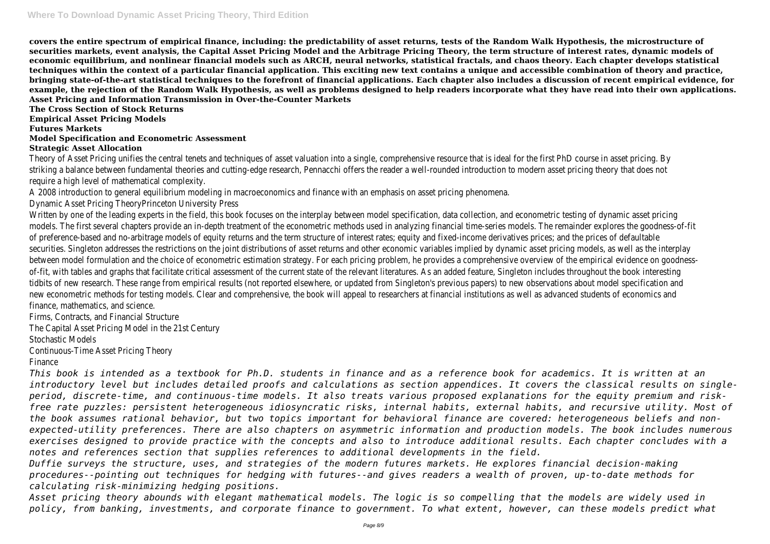**covers the entire spectrum of empirical finance, including: the predictability of asset returns, tests of the Random Walk Hypothesis, the microstructure of securities markets, event analysis, the Capital Asset Pricing Model and the Arbitrage Pricing Theory, the term structure of interest rates, dynamic models of economic equilibrium, and nonlinear financial models such as ARCH, neural networks, statistical fractals, and chaos theory. Each chapter develops statistical techniques within the context of a particular financial application. This exciting new text contains a unique and accessible combination of theory and practice, bringing state-of-the-art statistical techniques to the forefront of financial applications. Each chapter also includes a discussion of recent empirical evidence, for example, the rejection of the Random Walk Hypothesis, as well as problems designed to help readers incorporate what they have read into their own applications.**

**Asset Pricing and Information Transmission in Over-the-Counter Markets**

**The Cross Section of Stock Returns**

**Empirical Asset Pricing Models**

**Futures Markets**

**Model Specification and Econometric Assessment**

**Strategic Asset Allocation**

Theory of Asset Pricing unifies the central tenets and techniques of asset valuation into a single, comprehensive resource that is ideal for the first PhD course in asset pricing. By striking a balance between fundamental theories and cutting-edge research, Pennacchi offers the reader a well-rounded introduction to modern asset pricing theory that does not require a high level of mathematical complexity.

A 2008 introduction to general equilibrium modeling in macroeconomics and finance with an emphasis on asset pricing phenomena.

Dynamic Asset Pricing TheoryPrinceton University Press

Written by one of the leading experts in the field, this book focuses on the interplay between model specification, data collection, and econometric testing of dynamic asset pricing models. The first several chapters provide an in-depth treatment of the econometric methods used in analyzing financial time-series models. The remainder explores the goodness-of-fit of preference-based and no-arbitrage models of equity returns and the term structure of interest rates; equity and fixed-income derivatives prices; and the prices of defaultable securities. Singleton addresses the restrictions on the joint distributions of asset returns and other economic variables implied by dynamic asset pricing models, as well as the interplay between model formulation and the choice of econometric estimation strategy. For each pricing problem, he provides a comprehensive overview of the empirical evidence on goodness-of-fit, with tables and graphs that facilitate critical assessment of the current state of the relevant literatures. As an added feature, Singleton includes throughout the book interesting tidbits of new research. These range from empirical results (not reported elsewhere, or updated from Singleton's previous papers) to new observations about model specification and new econometric methods for testing models. Clear and comprehensive, the book will appeal to researchers at financial institutions as well as advanced students of economics and finance, mathematics, and science.

Firms, Contracts, and Financial Structure

The Capital Asset Pricing Model in the 21st Century

Stochastic Models

Continuous-Time Asset Pricing Theory

Finance

*This book is intended as a textbook for Ph.D. students in finance and as a reference book for academics. It is written at an introductory level but includes detailed proofs and calculations as section appendices. It covers the classical results on single-period, discrete-time, and continuous-time models. It also treats various proposed explanations for the equity premium and risk-free rate puzzles: persistent heterogeneous idiosyncratic risks, internal habits, external habits, and recursive utility. Most of the book assumes rational behavior, but two topics important for behavioral finance are covered: heterogeneous beliefs and non-expected-utility preferences. There are also chapters on asymmetric information and production models. The book includes numerous exercises designed to provide practice with the concepts and also to introduce additional results. Each chapter concludes with a notes and references section that supplies references to additional developments in the field.*

*Duffie surveys the structure, uses, and strategies of the modern futures markets. He explores financial decision-making procedures--pointing out techniques for hedging with futures--and gives readers a wealth of proven, up-to-date methods for calculating risk-minimizing hedging positions.*

*Asset pricing theory abounds with elegant mathematical models. The logic is so compelling that the models are widely used in policy, from banking, investments, and corporate finance to government. To what extent, however, can these models predict what*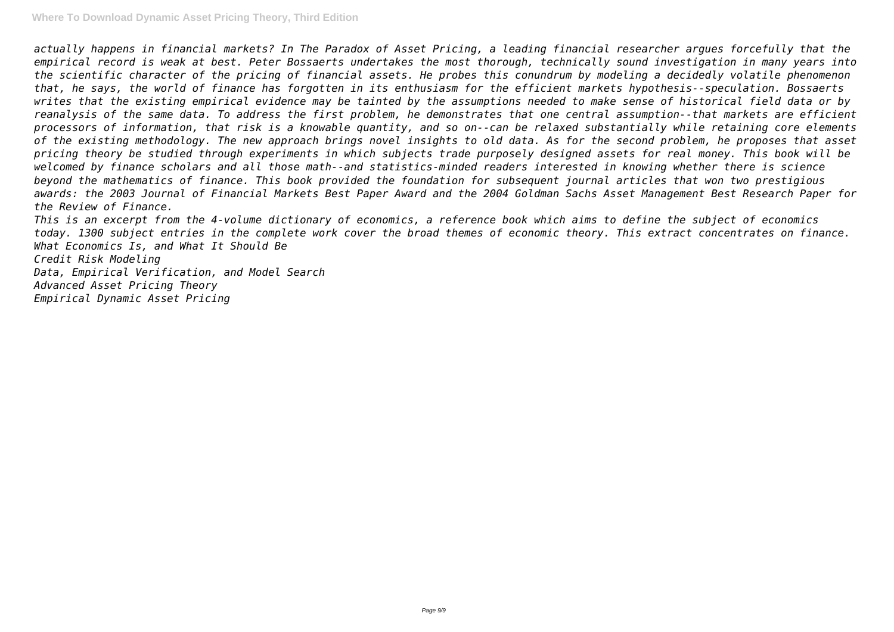*actually happens in financial markets? In The Paradox of Asset Pricing, a leading financial researcher argues forcefully that the empirical record is weak at best. Peter Bossaerts undertakes the most thorough, technically sound investigation in many years into the scientific character of the pricing of financial assets. He probes this conundrum by modeling a decidedly volatile phenomenon that, he says, the world of finance has forgotten in its enthusiasm for the efficient markets hypothesis--speculation. Bossaerts writes that the existing empirical evidence may be tainted by the assumptions needed to make sense of historical field data or by reanalysis of the same data. To address the first problem, he demonstrates that one central assumption--that markets are efficient processors of information, that risk is a knowable quantity, and so on--can be relaxed substantially while retaining core elements of the existing methodology. The new approach brings novel insights to old data. As for the second problem, he proposes that asset pricing theory be studied through experiments in which subjects trade purposely designed assets for real money. This book will be welcomed by finance scholars and all those math--and statistics-minded readers interested in knowing whether there is science beyond the mathematics of finance. This book provided the foundation for subsequent journal articles that won two prestigious awards: the 2003 Journal of Financial Markets Best Paper Award and the 2004 Goldman Sachs Asset Management Best Research Paper for the Review of Finance.*

*This is an excerpt from the 4-volume dictionary of economics, a reference book which aims to define the subject of economics today. 1300 subject entries in the complete work cover the broad themes of economic theory. This extract concentrates on finance.*

*What Economics Is, and What It Should Be*

*Credit Risk Modeling*

*Data, Empirical Verification, and Model Search*

*Advanced Asset Pricing Theory*

*Empirical Dynamic Asset Pricing*